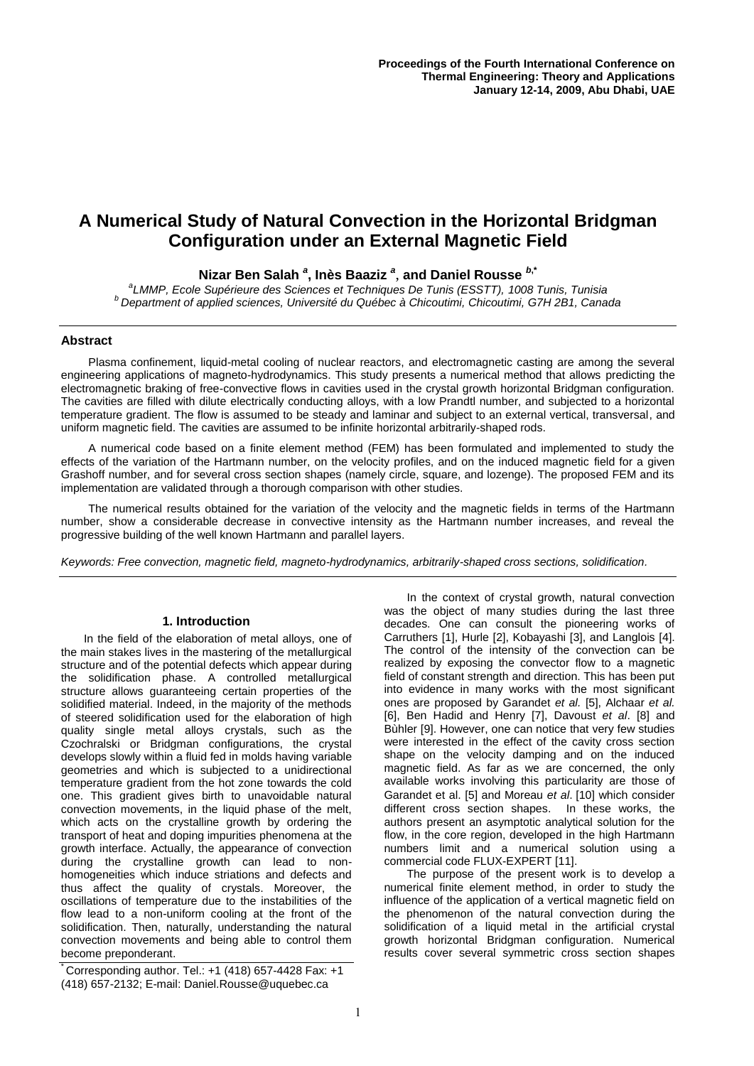**Proceedings of the Fourth International Conference on Thermal Engineering: Theory and Applications January 12-14, 2009, Abu Dhabi, UAE**

# A Numerical Study of Natural Convection in the Horizontal Bridgman Configuration under an External Magnetic Field

**Nizar Ben Salah [a], Inès Baaziz [a], and Daniel Rousse [b,*]**

[a]*LMMP, Ecole Supérieure des Sciences et Techniques De Tunis (ESSTT), 1008 Tunis, Tunisia*
[b]*Department of applied sciences, Université du Québec à Chicoutimi, Chicoutimi, G7H 2B1, Canada*

## Abstract

Plasma confinement, liquid-metal cooling of nuclear reactors, and electromagnetic casting are among the several engineering applications of magneto-hydrodynamics. This study presents a numerical method that allows predicting the electromagnetic braking of free-convective flows in cavities used in the crystal growth horizontal Bridgman configuration. The cavities are filled with dilute electrically conducting alloys, with a low Prandtl number, and subjected to a horizontal temperature gradient. The flow is assumed to be steady and laminar and subject to an external vertical, transversal, and uniform magnetic field. The cavities are assumed to be infinite horizontal arbitrarily-shaped rods.

A numerical code based on a finite element method (FEM) has been formulated and implemented to study the effects of the variation of the Hartmann number, on the velocity profiles, and on the induced magnetic field for a given Grashoff number, and for several cross section shapes (namely circle, square, and lozenge). The proposed FEM and its implementation are validated through a thorough comparison with other studies.

The numerical results obtained for the variation of the velocity and the magnetic fields in terms of the Hartmann number, show a considerable decrease in convective intensity as the Hartmann number increases, and reveal the progressive building of the well known Hartmann and parallel layers.

*Keywords: Free convection, magnetic field, magneto-hydrodynamics, arbitrarily-shaped cross sections, solidification.*

## 1. Introduction

In the field of the elaboration of metal alloys, one of the main stakes lives in the mastering of the metallurgical structure and of the potential defects which appear during the solidification phase. A controlled metallurgical structure allows guaranteeing certain properties of the solidified material. Indeed, in the majority of the methods of steered solidification used for the elaboration of high quality single metal alloys crystals, such as the Czochralski or Bridgman configurations, the crystal develops slowly within a fluid fed in molds having variable geometries and which is subjected to a unidirectional temperature gradient from the hot zone towards the cold one. This gradient gives birth to unavoidable natural convection movements, in the liquid phase of the melt, which acts on the crystalline growth by ordering the transport of heat and doping impurities phenomena at the growth interface. Actually, the appearance of convection during the crystalline growth can lead to non-homogeneities which induce striations and defects and thus affect the quality of crystals. Moreover, the oscillations of temperature due to the instabilities of the flow lead to a non-uniform cooling at the front of the solidification. Then, naturally, understanding the natural convection movements and being able to control them become preponderant.

In the context of crystal growth, natural convection was the object of many studies during the last three decades. One can consult the pioneering works of Carruthers [1], Hurle [2], Kobayashi [3], and Langlois [4]. The control of the intensity of the convection can be realized by exposing the convector flow to a magnetic field of constant strength and direction. This has been put into evidence in many works with the most significant ones are proposed by Garandet *et al.* [5], Alchaar *et al.* [6], Ben Hadid and Henry [7], Davoust *et al*. [8] and Bùhler [9]. However, one can notice that very few studies were interested in the effect of the cavity cross section shape on the velocity damping and on the induced magnetic field. As far as we are concerned, the only available works involving this particularity are those of Garandet et al. [5] and Moreau *et al*. [10] which consider different cross section shapes. In these works, the authors present an asymptotic analytical solution for the flow, in the core region, developed in the high Hartmann numbers limit and a numerical solution using a commercial code FLUX-EXPERT [11].

The purpose of the present work is to develop a numerical finite element method, in order to study the influence of the application of a vertical magnetic field on the phenomenon of the natural convection during the solidification of a liquid metal in the artificial crystal growth horizontal Bridgman configuration. Numerical results cover several symmetric cross section shapes

[*] Corresponding author. Tel.: +1 (418) 657-4428 Fax: +1 (418) 657-2132; E-mail: Daniel.Rousse@uquebec.ca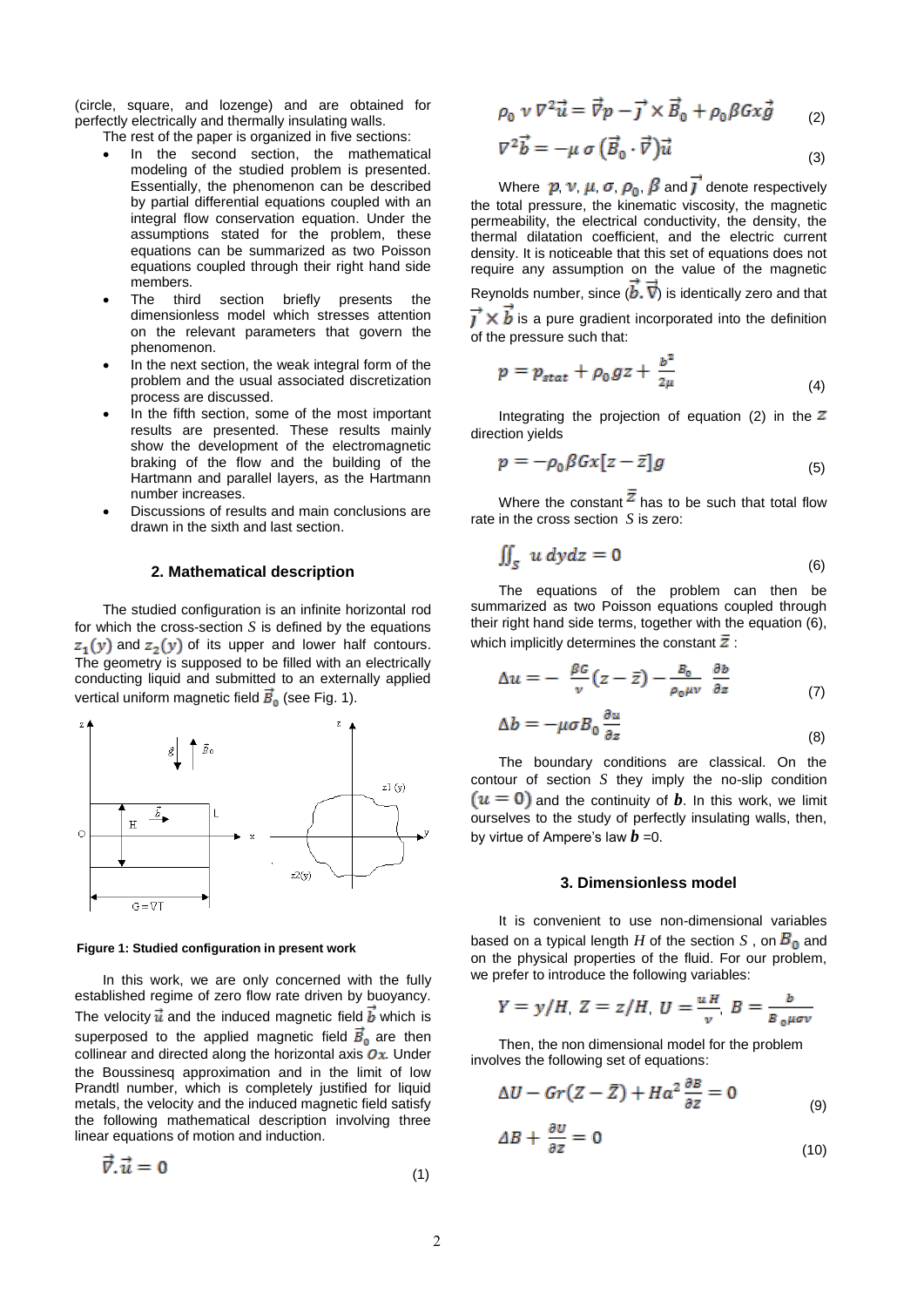(circle, square, and lozenge) and are obtained for perfectly electrically and thermally insulating walls.

The rest of the paper is organized in five sections:

- In the second section, the mathematical modeling of the studied problem is presented. Essentially, the phenomenon can be described by partial differential equations coupled with an integral flow conservation equation. Under the assumptions stated for the problem, these equations can be summarized as two Poisson equations coupled through their right hand side members.
- The third section briefly presents the dimensionless model which stresses attention on the relevant parameters that govern the phenomenon.
- In the next section, the weak integral form of the problem and the usual associated discretization process are discussed.
- In the fifth section, some of the most important results are presented. These results mainly show the development of the electromagnetic braking of the flow and the building of the Hartmann and parallel layers, as the Hartmann number increases.
- Discussions of results and main conclusions are drawn in the sixth and last section.

## 2. Mathematical description

The studied configuration is an infinite horizontal rod for which the cross-section $S$ is defined by the equations $z_1(y)$ and $z_2(y)$ of its upper and lower half contours. The geometry is supposed to be filled with an electrically conducting liquid and submitted to an externally applied vertical uniform magnetic field $\vec{B}_0$ (see Fig. 1).

z

$\vec{g}$ $\vec{B}_0$

$\vec{b}$

H

L

O

x

G=∇T

z

z1 (y)

y

z2(y)

**Figure 1: Studied configuration in present work**

In this work, we are only concerned with the fully established regime of zero flow rate driven by buoyancy. The velocity $\vec{u}$ and the induced magnetic field $\vec{b}$ which is superposed to the applied magnetic field $\vec{B}_0$ are then collinear and directed along the horizontal axis $Ox$. Under the Boussinesq approximation and in the limit of low Prandtl number, which is completely justified for liquid metals, the velocity and the induced magnetic field satisfy the following mathematical description involving three linear equations of motion and induction.

$$\vec{\nabla}.\vec{u} = 0 \tag{1}$$

$$\rho_0\, \nu\, \nabla^2\vec{u} = \vec{\nabla}p - \vec{J} \times \vec{B}_0 + \rho_0\beta G x \vec{g} \tag{2}$$

$$\nabla^2\vec{b} = -\mu\,\sigma\,(\vec{B}_0 \cdot \vec{\nabla})\vec{u} \tag{3}$$

Where $p, \nu, \mu, \sigma, \rho_0, \beta$ and $\vec{J}$ denote respectively the total pressure, the kinematic viscosity, the magnetic permeability, the electrical conductivity, the density, the thermal dilatation coefficient, and the electric current density. It is noticeable that this set of equations does not require any assumption on the value of the magnetic Reynolds number, since $(\vec{b}.\vec{\nabla})$ is identically zero and that $\vec{J} \times \vec{b}$ is a pure gradient incorporated into the definition of the pressure such that:

$$p = p_{stat} + \rho_0 g z + \frac{b^2}{2\mu} \tag{4}$$

Integrating the projection of equation (2) in the $Z$ direction yields

$$p = -\rho_0\beta G x[z - \bar{z}]g \tag{5}$$

Where the constant $\bar{z}$ has to be such that total flow rate in the cross section $S$ is zero:

$$\iint_S u\, dydz = 0 \tag{6}$$

The equations of the problem can then be summarized as two Poisson equations coupled through their right hand side terms, together with the equation (6), which implicitly determines the constant $\bar{z}$ :

$$\Delta u = -\frac{\beta G}{\nu}(z - \bar{z}) - \frac{B_0}{\rho_0\mu\nu}\frac{\partial b}{\partial z} \tag{7}$$

$$\Delta b = -\mu\sigma B_0\frac{\partial u}{\partial z} \tag{8}$$

The boundary conditions are classical. On the contour of section $S$ they imply the no-slip condition $(u = 0)$ and the continuity of $\boldsymbol{b}$. In this work, we limit ourselves to the study of perfectly insulating walls, then, by virtue of Ampere's law $\boldsymbol{b}$ =0.

## 3. Dimensionless model

It is convenient to use non-dimensional variables based on a typical length $H$ of the section $S$ , on $B_0$ and on the physical properties of the fluid. For our problem, we prefer to introduce the following variables:

$$Y = y/H,\ Z = z/H,\ U = \frac{u\,H}{\nu},\ B = \frac{b}{B_0\mu\sigma\nu}$$

Then, the non dimensional model for the problem involves the following set of equations:

$$\Delta U - Gr(Z - \bar{Z}) + Ha^2\frac{\partial B}{\partial Z} = 0 \tag{9}$$

$$\Delta B + \frac{\partial U}{\partial Z} = 0 \tag{10}$$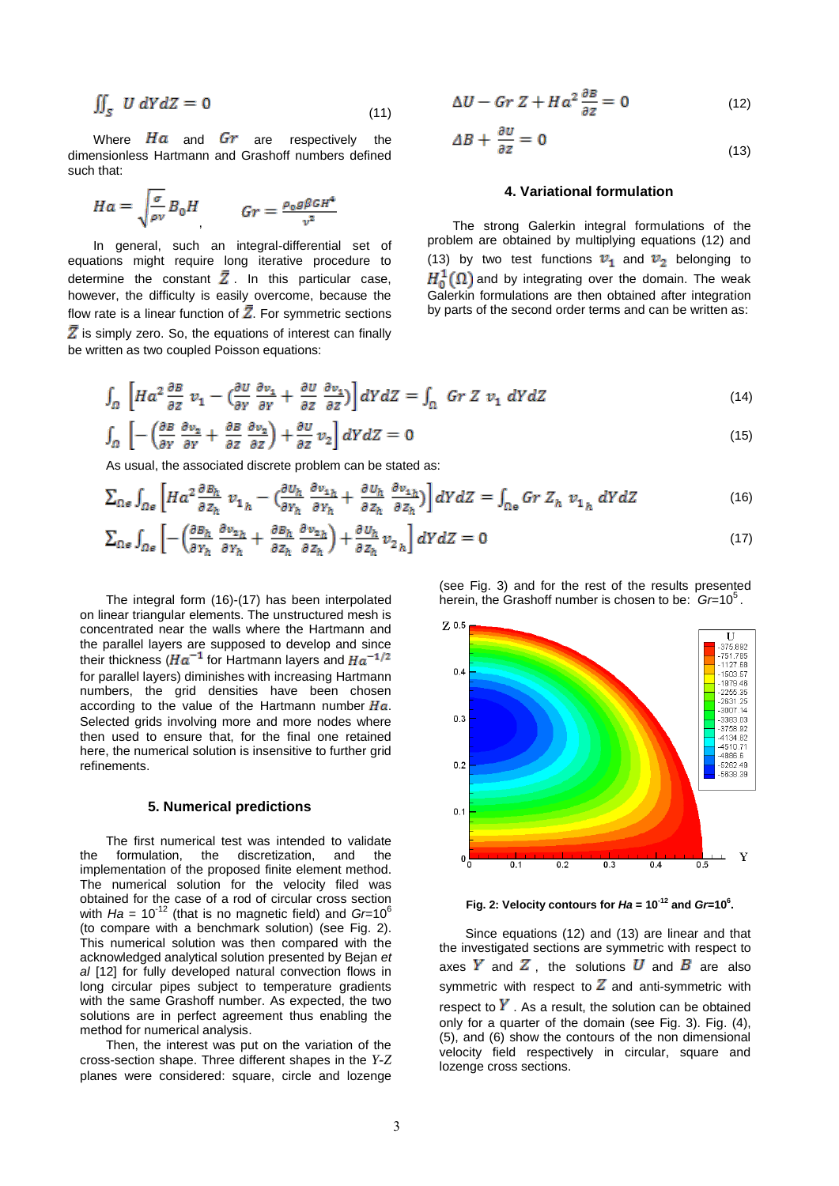$$\iint_S U\, dY dZ = 0 \tag{11}$$

Where $Ha$ and $Gr$ are respectively the dimensionless Hartmann and Grashoff numbers defined such that:

$$Ha = \sqrt{\frac{\sigma}{\rho\nu}} B_0 H \qquad Gr = \frac{\rho_0 g \beta G H^4}{\nu^2}$$

In general, such an integral-differential set of equations might require long iterative procedure to determine the constant $\bar{Z}$. In this particular case, however, the difficulty is easily overcome, because the flow rate is a linear function of $\bar{Z}$. For symmetric sections $\bar{Z}$ is simply zero. So, the equations of interest can finally be written as two coupled Poisson equations:

$$\Delta U - Gr\, Z + Ha^2 \frac{\partial B}{\partial z} = 0 \tag{12}$$

$$\Delta B + \frac{\partial U}{\partial z} = 0 \tag{13}$$

## 4. Variational formulation

The strong Galerkin integral formulations of the problem are obtained by multiplying equations (12) and (13) by two test functions $v_1$ and $v_2$ belonging to $H_0^1(\Omega)$ and by integrating over the domain. The weak Galerkin formulations are then obtained after integration by parts of the second order terms and can be written as:

$$\int_\Omega \left[ Ha^2 \frac{\partial B}{\partial z} v_1 - \left( \frac{\partial U}{\partial Y} \frac{\partial v_1}{\partial Y} + \frac{\partial U}{\partial z} \frac{\partial v_1}{\partial z} \right) \right] dY dZ = \int_\Omega Gr\, Z\, v_1\, dY dZ \tag{14}$$

$$\int_\Omega \left[ -\left( \frac{\partial B}{\partial Y} \frac{\partial v_2}{\partial Y} + \frac{\partial B}{\partial z} \frac{\partial v_2}{\partial z} \right) + \frac{\partial U}{\partial z} v_2 \right] dY dZ = 0 \tag{15}$$

As usual, the associated discrete problem can be stated as:

$$\sum_{\Omega e} \int_{\Omega e} \left[ Ha^2 \frac{\partial B_h}{\partial Z_h} v_{1_h} - \left( \frac{\partial U_h}{\partial Y_h} \frac{\partial v_{1h}}{\partial Y_h} + \frac{\partial U_h}{\partial Z_h} \frac{\partial v_{1h}}{\partial Z_h} \right) \right] dY dZ = \int_{\Omega e} Gr\, Z_h\, v_{1_h}\, dY dZ \tag{16}$$

$$\sum_{\Omega e} \int_{\Omega e} \left[ -\left( \frac{\partial B_h}{\partial Y_h} \frac{\partial v_{2h}}{\partial Y_h} + \frac{\partial B_h}{\partial Z_h} \frac{\partial v_{2h}}{\partial Z_h} \right) + \frac{\partial U_h}{\partial Z_h} v_{2_h} \right] dY dZ = 0 \tag{17}$$

The integral form (16)-(17) has been interpolated on linear triangular elements. The unstructured mesh is concentrated near the walls where the Hartmann and the parallel layers are supposed to develop and since their thickness ($Ha^{-1}$ for Hartmann layers and $Ha^{-1/2}$ for parallel layers) diminishes with increasing Hartmann numbers, the grid densities have been chosen according to the value of the Hartmann number $Ha$. Selected grids involving more and more nodes where then used to ensure that, for the final one retained here, the numerical solution is insensitive to further grid refinements.

## 5. Numerical predictions

The first numerical test was intended to validate the formulation, the discretization, and the implementation of the proposed finite element method. The numerical solution for the velocity filed was obtained for the case of a rod of circular cross section with *Ha* = $10^{-12}$ (that is no magnetic field) and *Gr*=$10^6$ (to compare with a benchmark solution) (see Fig. 2). This numerical solution was then compared with the acknowledged analytical solution presented by Bejan *et al* [12] for fully developed natural convection flows in long circular pipes subject to temperature gradients with the same Grashoff number. As expected, the two solutions are in perfect agreement thus enabling the method for numerical analysis.

Then, the interest was put on the variation of the cross-section shape. Three different shapes in the *Y-Z* planes were considered: square, circle and lozenge (see Fig. 3) and for the rest of the results presented herein, the Grashoff number is chosen to be: *Gr*=$10^5$.

Z
0.5
0.4
0.3
0.2
0.1
0
0
0.1
0.2
0.3
0.4
0.5
Y

U
-375.892
-751.785
-1127.68
-1503.57
-1879.46
-2255.35
-2631.25
-3007.14
-3383.03
-3758.92
-4134.82
-4510.71
-4886.6
-5262.49
-5638.39

**Fig. 2: Velocity contours for *Ha* = $10^{-12}$ and *Gr*=$10^6$.**

Since equations (12) and (13) are linear and that the investigated sections are symmetric with respect to axes $Y$ and $Z$, the solutions $U$ and $B$ are also symmetric with respect to $Z$ and anti-symmetric with respect to $Y$. As a result, the solution can be obtained only for a quarter of the domain (see Fig. 3). Fig. (4), (5), and (6) show the contours of the non dimensional velocity field respectively in circular, square and lozenge cross sections.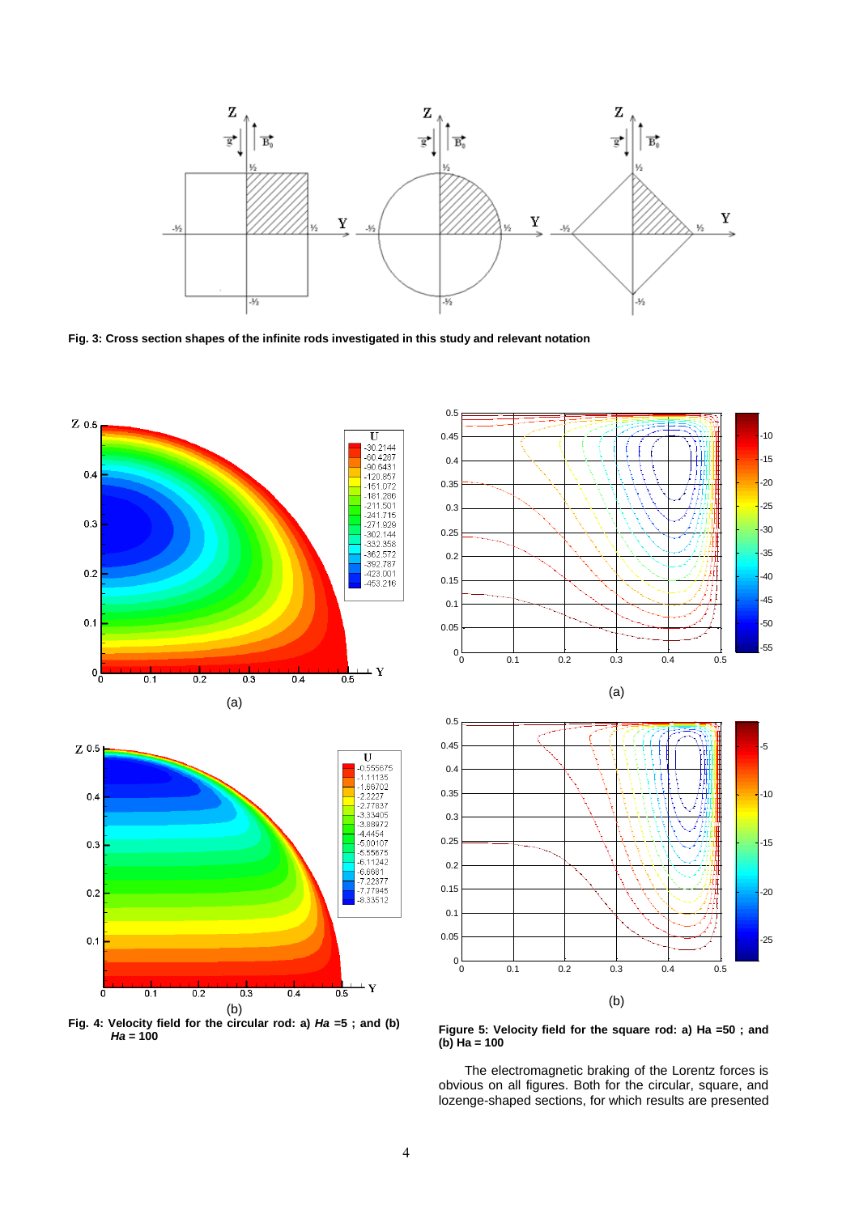Z

$\vec{g}$ $\vec{B}_0$

½

-½ ½ Y

-½

Z

$\vec{g}$ $\vec{B}_0$

½

-½ ½ Y

-½

Z

$\vec{g}$ $\vec{B}_0$

½

-½ ½ Y

-½

**Fig. 3: Cross section shapes of the infinite rods investigated in this study and relevant notation**

Z 0.5

0.4

0.3

0.2

0.1

0

0 0.1 0.2 0.3 0.4 0.5 Y

U
-30.2144
-60.4287
-90.6431
-120.857
-151.072
-181.286
-211.501
-241.715
-271.929
-302.144
-332.358
-362.572
-392.787
-423.001
-453.216

(a)

Z 0.5

0.4

0.3

0.2

0.1

0

0 0.1 0.2 0.3 0.4 0.5 Y

U
-0.555675
-1.11135
-1.66702
-2.2227
-2.77837
-3.33405
-3.88972
-4.4454
-5.00107
-5.55675
-6.11242
-6.6681
-7.22377
-7.77945
-8.33512

(b)

**Fig. 4: Velocity field for the circular rod: a) *Ha* =5 ; and (b) *Ha* = 100**

0.5
0.45
0.4
0.35
0.3
0.25
0.2
0.15
0.1
0.05
0

0 0.1 0.2 0.3 0.4 0.5

-10
-15
-20
-25
-30
-35
-40
-45
-50
-55

(a)

0.5
0.45
0.4
0.35
0.3
0.25
0.2
0.15
0.1
0.05
0

0 0.1 0.2 0.3 0.4 0.5

-5
-10
-15
-20
-25

(b)

**Figure 5: Velocity field for the square rod: a) Ha =50 ; and (b) Ha = 100**

The electromagnetic braking of the Lorentz forces is obvious on all figures. Both for the circular, square, and lozenge-shaped sections, for which results are presented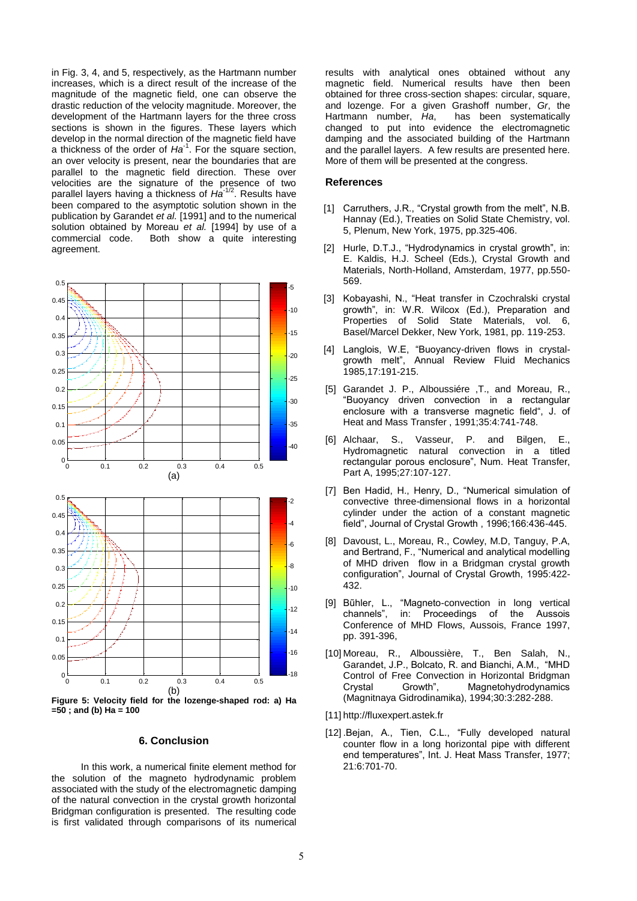in Fig. 3, 4, and 5, respectively, as the Hartmann number increases, which is a direct result of the increase of the magnitude of the magnetic field, one can observe the drastic reduction of the velocity magnitude. Moreover, the development of the Hartmann layers for the three cross sections is shown in the figures. These layers which develop in the normal direction of the magnetic field have a thickness of the order of $Ha^{-1}$. For the square section, an over velocity is present, near the boundaries that are parallel to the magnetic field direction. These over velocities are the signature of the presence of two parallel layers having a thickness of $Ha^{-1/2}$. Results have been compared to the asymptotic solution shown in the publication by Garandet *et al.* [1991] and to the numerical solution obtained by Moreau *et al.* [1994] by use of a commercial code. Both show a quite interesting agreement.

0.5
0.45
0.4
0.35
0.3
0.25
0.2
0.15
0.1
0.05
0
0 0.1 0.2 0.3 0.4 0.5
-5
-10
-15
-20
-25
-30
-35
-40
(a)

0.5
0.45
0.4
0.35
0.3
0.25
0.2
0.15
0.1
0.05
0
0 0.1 0.2 0.3 0.4 0.5
-2
-4
-6
-8
-10
-12
-14
-16
-18
(b)

**Figure 5: Velocity field for the lozenge-shaped rod: a) Ha =50 ; and (b) Ha = 100**

## 6. Conclusion

In this work, a numerical finite element method for the solution of the magneto hydrodynamic problem associated with the study of the electromagnetic damping of the natural convection in the crystal growth horizontal Bridgman configuration is presented. The resulting code is first validated through comparisons of its numerical results with analytical ones obtained without any magnetic field. Numerical results have then been obtained for three cross-section shapes: circular, square, and lozenge. For a given Grashoff number, *Gr*, the Hartmann number, *Ha*, has been systematically changed to put into evidence the electromagnetic damping and the associated building of the Hartmann and the parallel layers. A few results are presented here. More of them will be presented at the congress.

## References

[1] Carruthers, J.R., "Crystal growth from the melt", N.B. Hannay (Ed.), Treaties on Solid State Chemistry, vol. 5, Plenum, New York, 1975, pp.325-406.

[2] Hurle, D.T.J., "Hydrodynamics in crystal growth", in: E. Kaldis, H.J. Scheel (Eds.), Crystal Growth and Materials, North-Holland, Amsterdam, 1977, pp.550-569.

[3] Kobayashi, N., "Heat transfer in Czochralski crystal growth", in: W.R. Wilcox (Ed.), Preparation and Properties of Solid State Materials, vol. 6, Basel/Marcel Dekker, New York, 1981, pp. 119-253.

[4] Langlois, W.E, "Buoyancy-driven flows in crystal-growth melt", Annual Review Fluid Mechanics 1985,17:191-215.

[5] Garandet J. P., Alboussiére ,T., and Moreau, R., "Buoyancy driven convection in a rectangular enclosure with a transverse magnetic field", J. of Heat and Mass Transfer , 1991;35:4:741-748.

[6] Alchaar, S., Vasseur, P. and Bilgen, E., Hydromagnetic natural convection in a titled rectangular porous enclosure", Num. Heat Transfer, Part A, 1995;27:107-127.

[7] Ben Hadid, H., Henry, D., "Numerical simulation of convective three-dimensional flows in a horizontal cylinder under the action of a constant magnetic field", Journal of Crystal Growth , 1996;166:436-445.

[8] Davoust, L., Moreau, R., Cowley, M.D, Tanguy, P.A, and Bertrand, F., "Numerical and analytical modelling of MHD driven flow in a Bridgman crystal growth configuration", Journal of Crystal Growth, 1995:422-432.

[9] Bũhler, L., "Magneto-convection in long vertical channels", in: Proceedings of the Aussois Conference of MHD Flows, Aussois, France 1997, pp. 391-396,

[10] Moreau, R., Alboussière, T., Ben Salah, N., Garandet, J.P., Bolcato, R. and Bianchi, A.M., "MHD Control of Free Convection in Horizontal Bridgman Crystal Growth", Magnetohydrodynamics (Magnitnaya Gidrodinamika), 1994;30:3:282-288.

[11] http://fluxexpert.astek.fr

[12] .Bejan, A., Tien, C.L., "Fully developed natural counter flow in a long horizontal pipe with different end temperatures", Int. J. Heat Mass Transfer, 1977; 21:6:701-70.